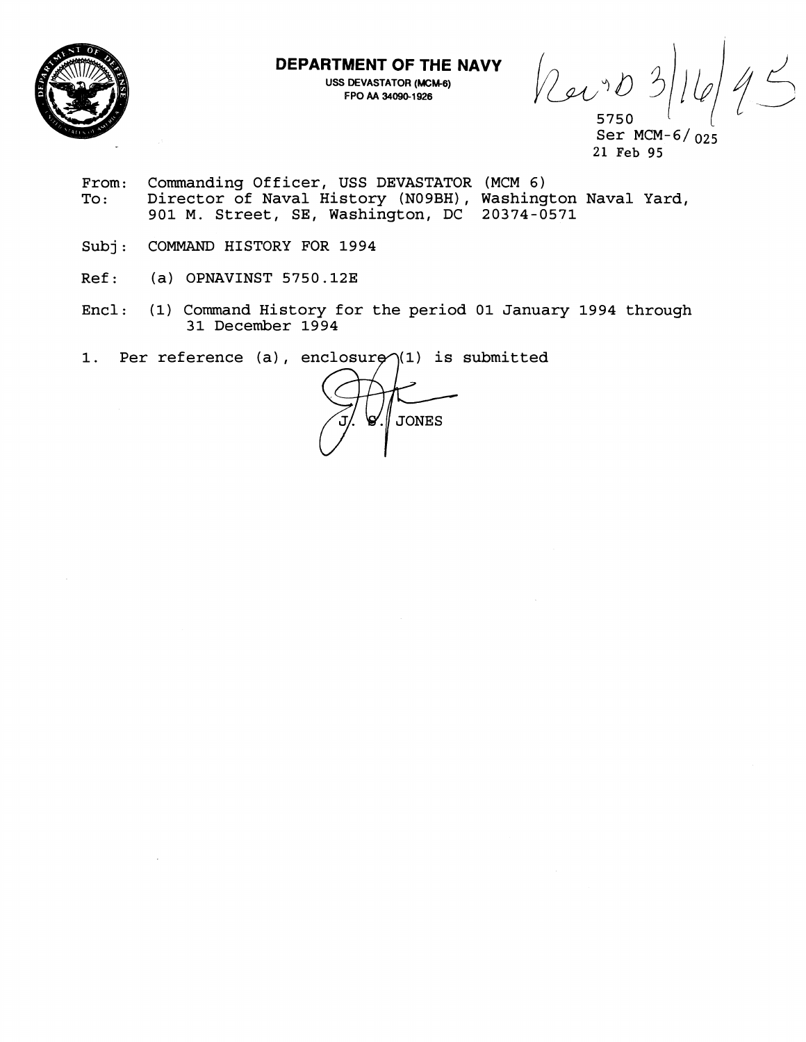**DEPARTMENT OF THE NAVY**

USS DEVASTATOR (MCM-6)
FPO AA 34090-1926

Rec'd 3/16/95

5750
Ser MCM-6/ 025
21 Feb 95

From: Commanding Officer, USS DEVASTATOR (MCM 6)
To: Director of Naval History (N09BH), Washington Naval Yard, 901 M. Street, SE, Washington, DC 20374-0571

Subj: COMMAND HISTORY FOR 1994

Ref: (a) OPNAVINST 5750.12E

Encl: (1) Command History for the period 01 January 1994 through 31 December 1994

1. Per reference (a), enclosure (1) is submitted

J. S. JONES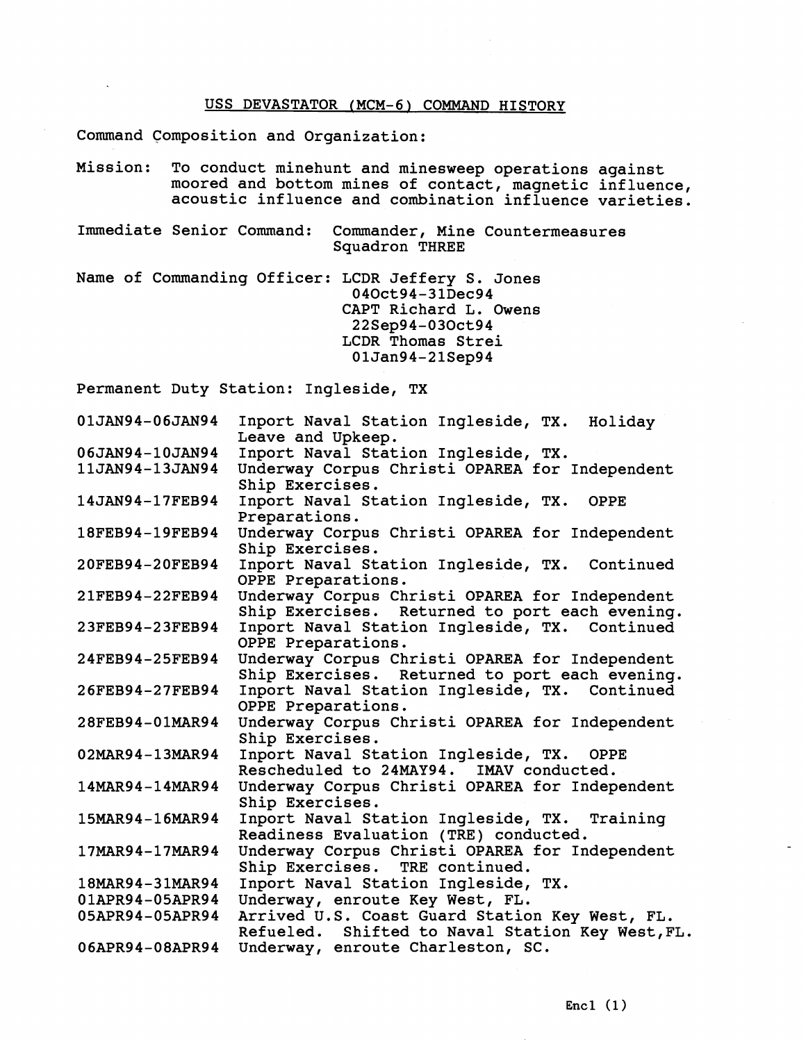# USS DEVASTATOR (MCM-6) COMMAND HISTORY

Command Composition and Organization:

Mission: To conduct minehunt and minesweep operations against moored and bottom mines of contact, magnetic influence, acoustic influence and combination influence varieties.

Immediate Senior Command: Commander, Mine Countermeasures Squadron THREE

Name of Commanding Officer: LCDR Jeffery S. Jones
04Oct94-31Dec94
CAPT Richard L. Owens
22Sep94-03Oct94
LCDR Thomas Strei
01Jan94-21Sep94

Permanent Duty Station: Ingleside, TX

| | |
|---|---|
| 01JAN94-06JAN94 | Inport Naval Station Ingleside, TX. Holiday Leave and Upkeep. |
| 06JAN94-10JAN94 | Inport Naval Station Ingleside, TX. |
| 11JAN94-13JAN94 | Underway Corpus Christi OPAREA for Independent Ship Exercises. |
| 14JAN94-17FEB94 | Inport Naval Station Ingleside, TX. OPPE Preparations. |
| 18FEB94-19FEB94 | Underway Corpus Christi OPAREA for Independent Ship Exercises. |
| 20FEB94-20FEB94 | Inport Naval Station Ingleside, TX. Continued OPPE Preparations. |
| 21FEB94-22FEB94 | Underway Corpus Christi OPAREA for Independent Ship Exercises. Returned to port each evening. |
| 23FEB94-23FEB94 | Inport Naval Station Ingleside, TX. Continued OPPE Preparations. |
| 24FEB94-25FEB94 | Underway Corpus Christi OPAREA for Independent Ship Exercises. Returned to port each evening. |
| 26FEB94-27FEB94 | Inport Naval Station Ingleside, TX. Continued OPPE Preparations. |
| 28FEB94-01MAR94 | Underway Corpus Christi OPAREA for Independent Ship Exercises. |
| 02MAR94-13MAR94 | Inport Naval Station Ingleside, TX. OPPE Rescheduled to 24MAY94. IMAV conducted. |
| 14MAR94-14MAR94 | Underway Corpus Christi OPAREA for Independent Ship Exercises. |
| 15MAR94-16MAR94 | Inport Naval Station Ingleside, TX. Training Readiness Evaluation (TRE) conducted. |
| 17MAR94-17MAR94 | Underway Corpus Christi OPAREA for Independent Ship Exercises. TRE continued. |
| 18MAR94-31MAR94 | Inport Naval Station Ingleside, TX. |
| 01APR94-05APR94 | Underway, enroute Key West, FL. |
| 05APR94-05APR94 | Arrived U.S. Coast Guard Station Key West, FL. Refueled. Shifted to Naval Station Key West, FL. |
| 06APR94-08APR94 | Underway, enroute Charleston, SC. |

Encl (1)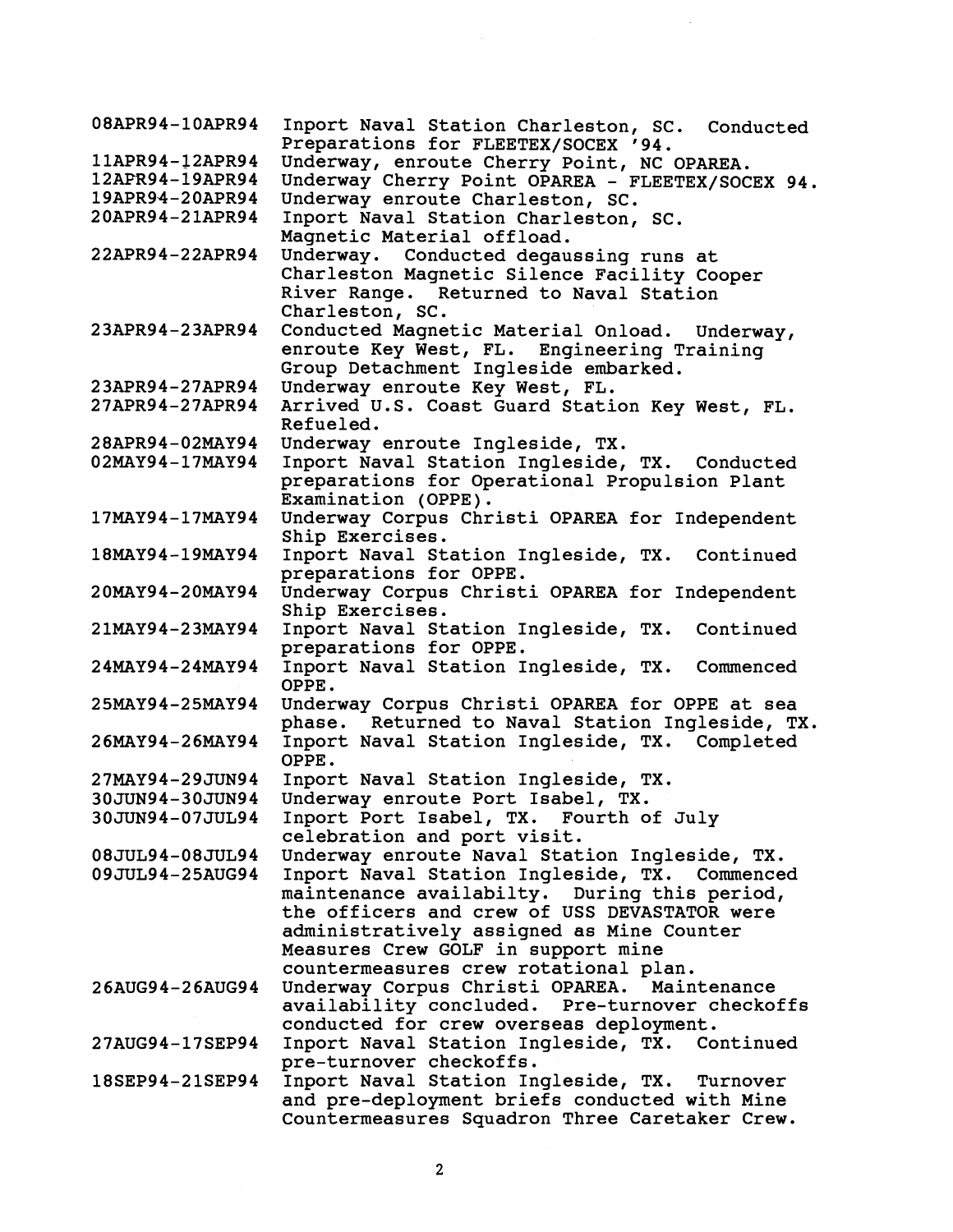| | |
|---|---|
| 08APR94-10APR94 | Inport Naval Station Charleston, SC. Conducted Preparations for FLEETEX/SOCEX '94. |
| 11APR94-12APR94 | Underway, enroute Cherry Point, NC OPAREA. |
| 12APR94-19APR94 | Underway Cherry Point OPAREA - FLEETEX/SOCEX 94. |
| 19APR94-20APR94 | Underway enroute Charleston, SC. |
| 20APR94-21APR94 | Inport Naval Station Charleston, SC. Magnetic Material offload. |
| 22APR94-22APR94 | Underway. Conducted degaussing runs at Charleston Magnetic Silence Facility Cooper River Range. Returned to Naval Station Charleston, SC. |
| 23APR94-23APR94 | Conducted Magnetic Material Onload. Underway, enroute Key West, FL. Engineering Training Group Detachment Ingleside embarked. |
| 23APR94-27APR94 | Underway enroute Key West, FL. |
| 27APR94-27APR94 | Arrived U.S. Coast Guard Station Key West, FL. Refueled. |
| 28APR94-02MAY94 | Underway enroute Ingleside, TX. |
| 02MAY94-17MAY94 | Inport Naval Station Ingleside, TX. Conducted preparations for Operational Propulsion Plant Examination (OPPE). |
| 17MAY94-17MAY94 | Underway Corpus Christi OPAREA for Independent Ship Exercises. |
| 18MAY94-19MAY94 | Inport Naval Station Ingleside, TX. Continued preparations for OPPE. |
| 20MAY94-20MAY94 | Underway Corpus Christi OPAREA for Independent Ship Exercises. |
| 21MAY94-23MAY94 | Inport Naval Station Ingleside, TX. Continued preparations for OPPE. |
| 24MAY94-24MAY94 | Inport Naval Station Ingleside, TX. Commenced OPPE. |
| 25MAY94-25MAY94 | Underway Corpus Christi OPAREA for OPPE at sea phase. Returned to Naval Station Ingleside, TX. |
| 26MAY94-26MAY94 | Inport Naval Station Ingleside, TX. Completed OPPE. |
| 27MAY94-29JUN94 | Inport Naval Station Ingleside, TX. |
| 30JUN94-30JUN94 | Underway enroute Port Isabel, TX. |
| 30JUN94-07JUL94 | Inport Port Isabel, TX. Fourth of July celebration and port visit. |
| 08JUL94-08JUL94 | Underway enroute Naval Station Ingleside, TX. |
| 09JUL94-25AUG94 | Inport Naval Station Ingleside, TX. Commenced maintenance availabilty. During this period, the officers and crew of USS DEVASTATOR were administratively assigned as Mine Counter Measures Crew GOLF in support mine countermeasures crew rotational plan. |
| 26AUG94-26AUG94 | Underway Corpus Christi OPAREA. Maintenance availability concluded. Pre-turnover checkoffs conducted for crew overseas deployment. |
| 27AUG94-17SEP94 | Inport Naval Station Ingleside, TX. Continued pre-turnover checkoffs. |
| 18SEP94-21SEP94 | Inport Naval Station Ingleside, TX. Turnover and pre-deployment briefs conducted with Mine Countermeasures Squadron Three Caretaker Crew. |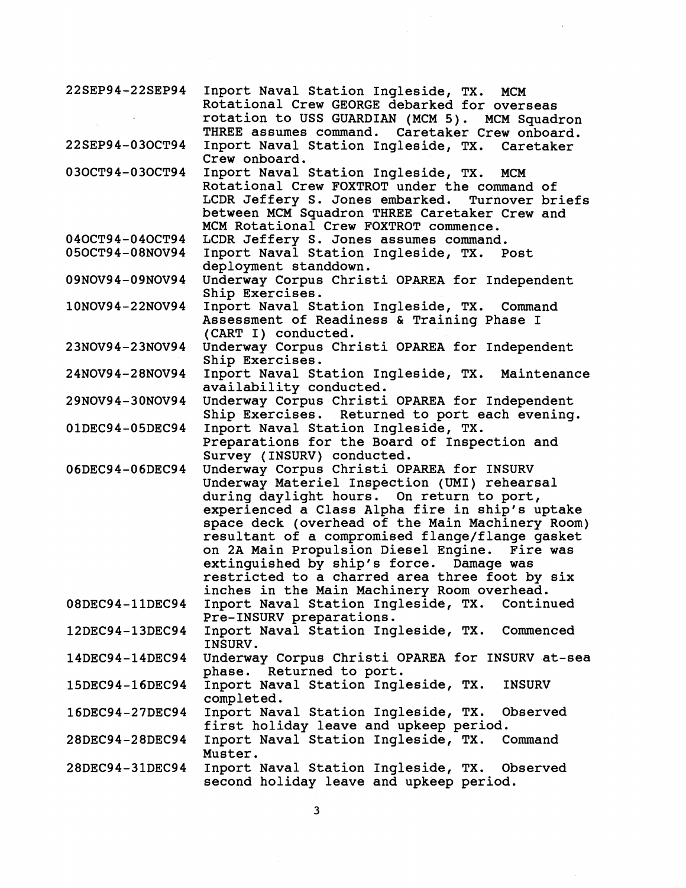| | |
|---|---|
| 22SEP94-22SEP94 | Inport Naval Station Ingleside, TX. MCM Rotational Crew GEORGE debarked for overseas rotation to USS GUARDIAN (MCM 5). MCM Squadron THREE assumes command. Caretaker Crew onboard. |
| 22SEP94-03OCT94 | Inport Naval Station Ingleside, TX. Caretaker Crew onboard. |
| 03OCT94-03OCT94 | Inport Naval Station Ingleside, TX. MCM Rotational Crew FOXTROT under the command of LCDR Jeffery S. Jones embarked. Turnover briefs between MCM Squadron THREE Caretaker Crew and MCM Rotational Crew FOXTROT commence. |
| 04OCT94-04OCT94 | LCDR Jeffery S. Jones assumes command. |
| 05OCT94-08NOV94 | Inport Naval Station Ingleside, TX. Post deployment standdown. |
| 09NOV94-09NOV94 | Underway Corpus Christi OPAREA for Independent Ship Exercises. |
| 10NOV94-22NOV94 | Inport Naval Station Ingleside, TX. Command Assessment of Readiness & Training Phase I (CART I) conducted. |
| 23NOV94-23NOV94 | Underway Corpus Christi OPAREA for Independent Ship Exercises. |
| 24NOV94-28NOV94 | Inport Naval Station Ingleside, TX. Maintenance availability conducted. |
| 29NOV94-30NOV94 | Underway Corpus Christi OPAREA for Independent Ship Exercises. Returned to port each evening. |
| 01DEC94-05DEC94 | Inport Naval Station Ingleside, TX. Preparations for the Board of Inspection and Survey (INSURV) conducted. |
| 06DEC94-06DEC94 | Underway Corpus Christi OPAREA for INSURV Underway Materiel Inspection (UMI) rehearsal during daylight hours. On return to port, experienced a Class Alpha fire in ship's uptake space deck (overhead of the Main Machinery Room) resultant of a compromised flange/flange gasket on 2A Main Propulsion Diesel Engine. Fire was extinguished by ship's force. Damage was restricted to a charred area three foot by six inches in the Main Machinery Room overhead. |
| 08DEC94-11DEC94 | Inport Naval Station Ingleside, TX. Continued Pre-INSURV preparations. |
| 12DEC94-13DEC94 | Inport Naval Station Ingleside, TX. Commenced INSURV. |
| 14DEC94-14DEC94 | Underway Corpus Christi OPAREA for INSURV at-sea phase. Returned to port. |
| 15DEC94-16DEC94 | Inport Naval Station Ingleside, TX. INSURV completed. |
| 16DEC94-27DEC94 | Inport Naval Station Ingleside, TX. Observed first holiday leave and upkeep period. |
| 28DEC94-28DEC94 | Inport Naval Station Ingleside, TX. Command Muster. |
| 28DEC94-31DEC94 | Inport Naval Station Ingleside, TX. Observed second holiday leave and upkeep period. |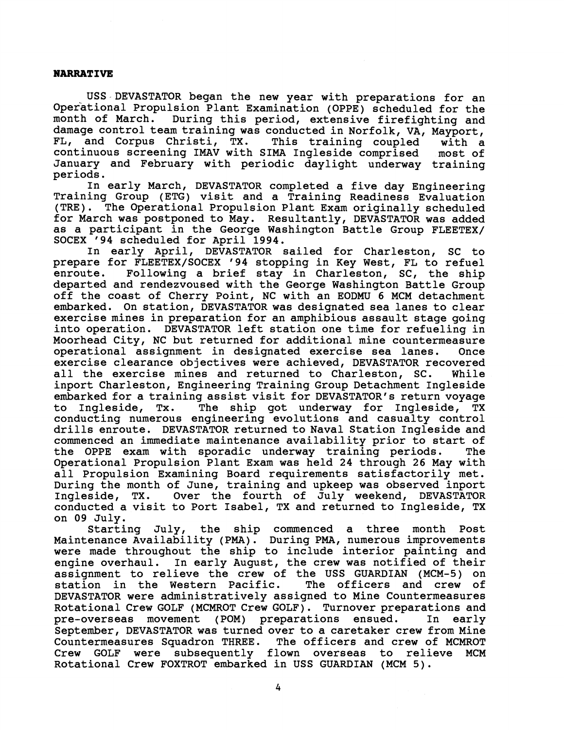**NARRATIVE**

USS DEVASTATOR began the new year with preparations for an Operational Propulsion Plant Examination (OPPE) scheduled for the month of March. During this period, extensive firefighting and damage control team training was conducted in Norfolk, VA, Mayport, FL, and Corpus Christi, TX. This training coupled with a continuous screening IMAV with SIMA Ingleside comprised most of January and February with periodic daylight underway training periods.

In early March, DEVASTATOR completed a five day Engineering Training Group (ETG) visit and a Training Readiness Evaluation (TRE). The Operational Propulsion Plant Exam originally scheduled for March was postponed to May. Resultantly, DEVASTATOR was added as a participant in the George Washington Battle Group FLEETEX/ SOCEX '94 scheduled for April 1994.

In early April, DEVASTATOR sailed for Charleston, SC to prepare for FLEETEX/SOCEX '94 stopping in Key West, FL to refuel enroute. Following a brief stay in Charleston, SC, the ship departed and rendezvoused with the George Washington Battle Group off the coast of Cherry Point, NC with an EODMU 6 MCM detachment embarked. On station, DEVASTATOR was designated sea lanes to clear exercise mines in preparation for an amphibious assault stage going into operation. DEVASTATOR left station one time for refueling in Moorhead City, NC but returned for additional mine countermeasure operational assignment in designated exercise sea lanes. Once exercise clearance objectives were achieved, DEVASTATOR recovered all the exercise mines and returned to Charleston, SC. While inport Charleston, Engineering Training Group Detachment Ingleside embarked for a training assist visit for DEVASTATOR's return voyage to Ingleside, Tx. The ship got underway for Ingleside, TX conducting numerous engineering evolutions and casualty control drills enroute. DEVASTATOR returned to Naval Station Ingleside and commenced an immediate maintenance availability prior to start of the OPPE exam with sporadic underway training periods. The Operational Propulsion Plant Exam was held 24 through 26 May with all Propulsion Examining Board requirements satisfactorily met. During the month of June, training and upkeep was observed inport Ingleside, TX. Over the fourth of July weekend, DEVASTATOR conducted a visit to Port Isabel, TX and returned to Ingleside, TX on 09 July.

Starting July, the ship commenced a three month Post Maintenance Availability (PMA). During PMA, numerous improvements were made throughout the ship to include interior painting and engine overhaul. In early August, the crew was notified of their assignment to relieve the crew of the USS GUARDIAN (MCM-5) on station in the Western Pacific. The officers and crew of DEVASTATOR were administratively assigned to Mine Countermeasures Rotational Crew GOLF (MCMROT Crew GOLF). Turnover preparations and pre-overseas movement (POM) preparations ensued. In early September, DEVASTATOR was turned over to a caretaker crew from Mine Countermeasures Squadron THREE. The officers and crew of MCMROT Crew GOLF were subsequently flown overseas to relieve MCM Rotational Crew FOXTROT embarked in USS GUARDIAN (MCM 5).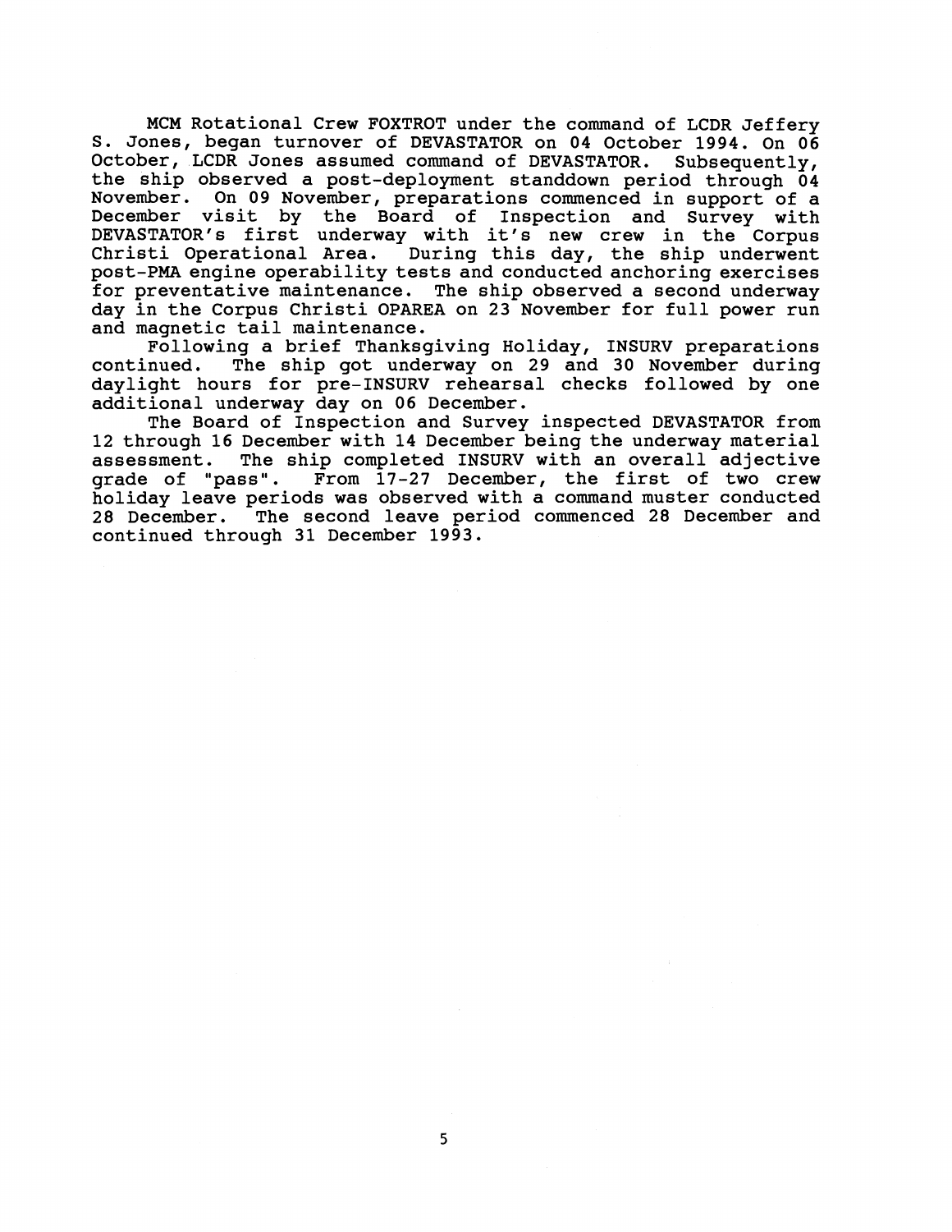MCM Rotational Crew FOXTROT under the command of LCDR Jeffery S. Jones, began turnover of DEVASTATOR on 04 October 1994. On 06 October, LCDR Jones assumed command of DEVASTATOR. Subsequently, the ship observed a post-deployment standdown period through 04 November. On 09 November, preparations commenced in support of a December visit by the Board of Inspection and Survey with DEVASTATOR's first underway with it's new crew in the Corpus Christi Operational Area. During this day, the ship underwent post-PMA engine operability tests and conducted anchoring exercises for preventative maintenance. The ship observed a second underway day in the Corpus Christi OPAREA on 23 November for full power run and magnetic tail maintenance.

Following a brief Thanksgiving Holiday, INSURV preparations continued. The ship got underway on 29 and 30 November during daylight hours for pre-INSURV rehearsal checks followed by one additional underway day on 06 December.

The Board of Inspection and Survey inspected DEVASTATOR from 12 through 16 December with 14 December being the underway material assessment. The ship completed INSURV with an overall adjective grade of "pass". From 17-27 December, the first of two crew holiday leave periods was observed with a command muster conducted 28 December. The second leave period commenced 28 December and continued through 31 December 1993.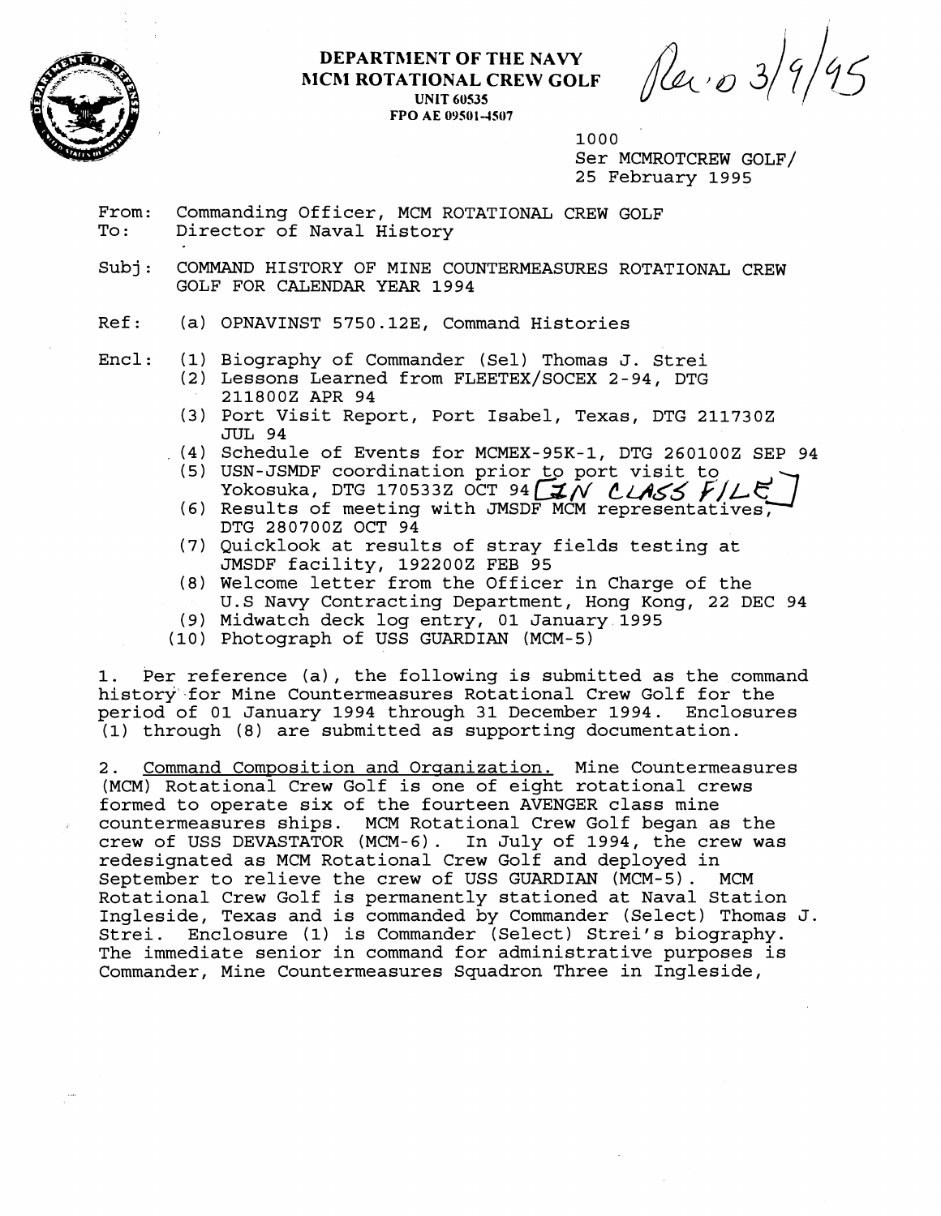**DEPARTMENT OF THE NAVY**
**MCM ROTATIONAL CREW GOLF**
**UNIT 60535**
**FPO AE 09501-4507**

Rec'd 3/9/95

1000
Ser MCMROTCREW GOLF/
25 February 1995

From: Commanding Officer, MCM ROTATIONAL CREW GOLF
To: Director of Naval History

Subj: COMMAND HISTORY OF MINE COUNTERMEASURES ROTATIONAL CREW GOLF FOR CALENDAR YEAR 1994

Ref: (a) OPNAVINST 5750.12E, Command Histories

Encl: (1) Biography of Commander (Sel) Thomas J. Strei
(2) Lessons Learned from FLEETEX/SOCEX 2-94, DTG 211800Z APR 94
(3) Port Visit Report, Port Isabel, Texas, DTG 211730Z JUL 94
(4) Schedule of Events for MCMEX-95K-1, DTG 260100Z SEP 94
(5) USN-JSMDF coordination prior to port visit to Yokosuka, DTG 170533Z OCT 94 [IN CLASS FILE]
(6) Results of meeting with JMSDF MCM representatives, DTG 280700Z OCT 94
(7) Quicklook at results of stray fields testing at JMSDF facility, 192200Z FEB 95
(8) Welcome letter from the Officer in Charge of the U.S Navy Contracting Department, Hong Kong, 22 DEC 94
(9) Midwatch deck log entry, 01 January 1995
(10) Photograph of USS GUARDIAN (MCM-5)

1. Per reference (a), the following is submitted as the command history for Mine Countermeasures Rotational Crew Golf for the period of 01 January 1994 through 31 December 1994. Enclosures (1) through (8) are submitted as supporting documentation.

2. Command Composition and Organization. Mine Countermeasures (MCM) Rotational Crew Golf is one of eight rotational crews formed to operate six of the fourteen AVENGER class mine countermeasures ships. MCM Rotational Crew Golf began as the crew of USS DEVASTATOR (MCM-6). In July of 1994, the crew was redesignated as MCM Rotational Crew Golf and deployed in September to relieve the crew of USS GUARDIAN (MCM-5). MCM Rotational Crew Golf is permanently stationed at Naval Station Ingleside, Texas and is commanded by Commander (Select) Thomas J. Strei. Enclosure (1) is Commander (Select) Strei's biography. The immediate senior in command for administrative purposes is Commander, Mine Countermeasures Squadron Three in Ingleside,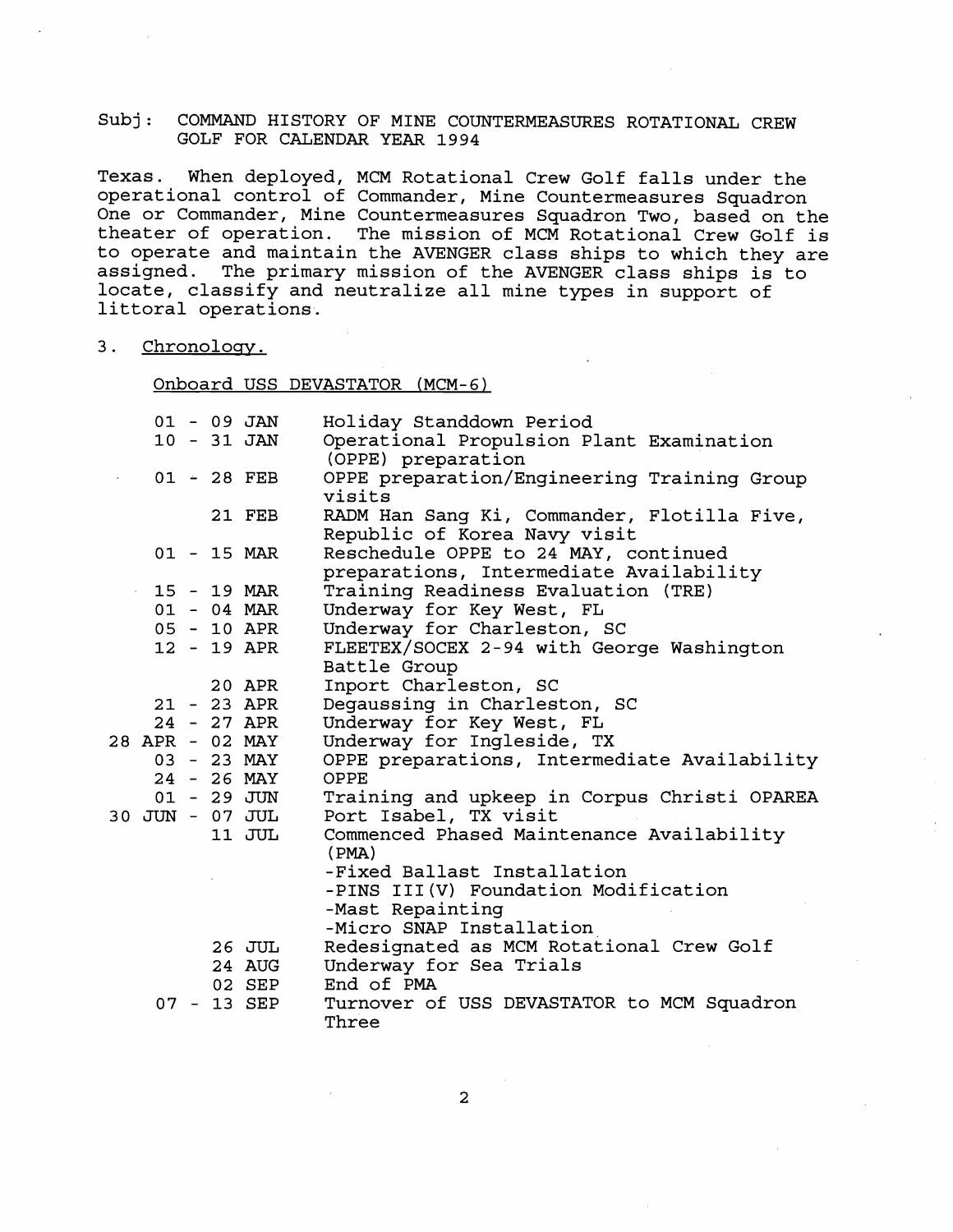Subj: COMMAND HISTORY OF MINE COUNTERMEASURES ROTATIONAL CREW GOLF FOR CALENDAR YEAR 1994

Texas. When deployed, MCM Rotational Crew Golf falls under the operational control of Commander, Mine Countermeasures Squadron One or Commander, Mine Countermeasures Squadron Two, based on the theater of operation. The mission of MCM Rotational Crew Golf is to operate and maintain the AVENGER class ships to which they are assigned. The primary mission of the AVENGER class ships is to locate, classify and neutralize all mine types in support of littoral operations.

3. Chronology.

Onboard USS DEVASTATOR (MCM-6)

| | |
|---|---|
| 01 - 09 JAN | Holiday Standdown Period |
| 10 - 31 JAN | Operational Propulsion Plant Examination (OPPE) preparation |
| 01 - 28 FEB | OPPE preparation/Engineering Training Group visits |
| 21 FEB | RADM Han Sang Ki, Commander, Flotilla Five, Republic of Korea Navy visit |
| 01 - 15 MAR | Reschedule OPPE to 24 MAY, continued preparations, Intermediate Availability |
| 15 - 19 MAR | Training Readiness Evaluation (TRE) |
| 01 - 04 MAR | Underway for Key West, FL |
| 05 - 10 APR | Underway for Charleston, SC |
| 12 - 19 APR | FLEETEX/SOCEX 2-94 with George Washington Battle Group |
| 20 APR | Inport Charleston, SC |
| 21 - 23 APR | Degaussing in Charleston, SC |
| 24 - 27 APR | Underway for Key West, FL |
| 28 APR - 02 MAY | Underway for Ingleside, TX |
| 03 - 23 MAY | OPPE preparations, Intermediate Availability |
| 24 - 26 MAY | OPPE |
| 01 - 29 JUN | Training and upkeep in Corpus Christi OPAREA |
| 30 JUN - 07 JUL | Port Isabel, TX visit |
| 11 JUL | Commenced Phased Maintenance Availability (PMA)<br>-Fixed Ballast Installation<br>-PINS III(V) Foundation Modification<br>-Mast Repainting<br>-Micro SNAP Installation |
| 26 JUL | Redesignated as MCM Rotational Crew Golf |
| 24 AUG | Underway for Sea Trials |
| 02 SEP | End of PMA |
| 07 - 13 SEP | Turnover of USS DEVASTATOR to MCM Squadron Three |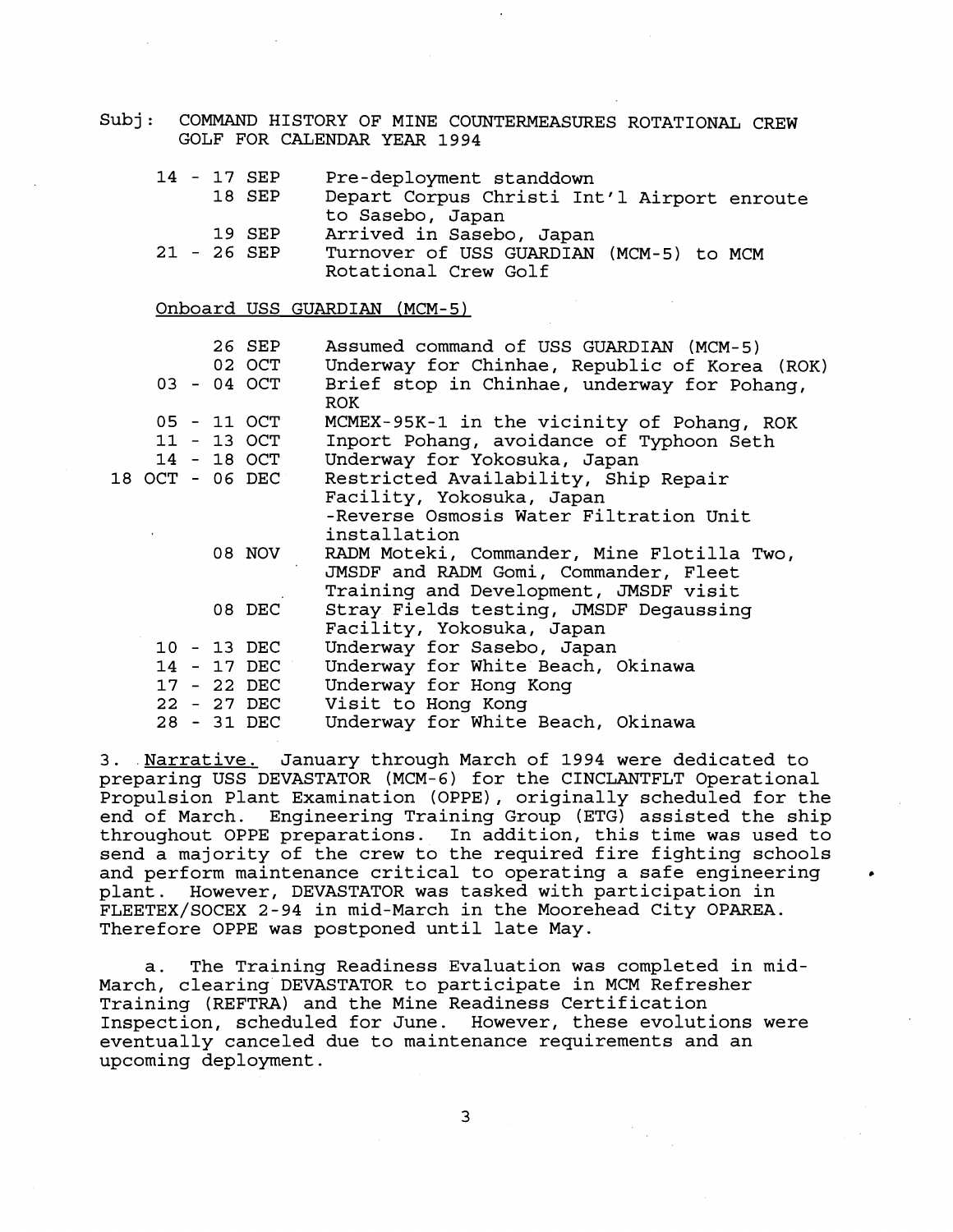Subj: COMMAND HISTORY OF MINE COUNTERMEASURES ROTATIONAL CREW GOLF FOR CALENDAR YEAR 1994

| | |
|---|---|
| 14 - 17 SEP | Pre-deployment standdown |
| 18 SEP | Depart Corpus Christi Int'l Airport enroute to Sasebo, Japan |
| 19 SEP | Arrived in Sasebo, Japan |
| 21 - 26 SEP | Turnover of USS GUARDIAN (MCM-5) to MCM Rotational Crew Golf |

Onboard USS GUARDIAN (MCM-5)

| | |
|---|---|
| 26 SEP | Assumed command of USS GUARDIAN (MCM-5) |
| 02 OCT | Underway for Chinhae, Republic of Korea (ROK) |
| 03 - 04 OCT | Brief stop in Chinhae, underway for Pohang, ROK |
| 05 - 11 OCT | MCMEX-95K-1 in the vicinity of Pohang, ROK |
| 11 - 13 OCT | Inport Pohang, avoidance of Typhoon Seth |
| 14 - 18 OCT | Underway for Yokosuka, Japan |
| 18 OCT - 06 DEC | Restricted Availability, Ship Repair Facility, Yokosuka, Japan<br>-Reverse Osmosis Water Filtration Unit installation |
| 08 NOV | RADM Moteki, Commander, Mine Flotilla Two, JMSDF and RADM Gomi, Commander, Fleet Training and Development, JMSDF visit |
| 08 DEC | Stray Fields testing, JMSDF Degaussing Facility, Yokosuka, Japan |
| 10 - 13 DEC | Underway for Sasebo, Japan |
| 14 - 17 DEC | Underway for White Beach, Okinawa |
| 17 - 22 DEC | Underway for Hong Kong |
| 22 - 27 DEC | Visit to Hong Kong |
| 28 - 31 DEC | Underway for White Beach, Okinawa |

3. Narrative. January through March of 1994 were dedicated to preparing USS DEVASTATOR (MCM-6) for the CINCLANTFLT Operational Propulsion Plant Examination (OPPE), originally scheduled for the end of March. Engineering Training Group (ETG) assisted the ship throughout OPPE preparations. In addition, this time was used to send a majority of the crew to the required fire fighting schools and perform maintenance critical to operating a safe engineering plant. However, DEVASTATOR was tasked with participation in FLEETEX/SOCEX 2-94 in mid-March in the Moorehead City OPAREA. Therefore OPPE was postponed until late May.

a. The Training Readiness Evaluation was completed in mid-March, clearing DEVASTATOR to participate in MCM Refresher Training (REFTRA) and the Mine Readiness Certification Inspection, scheduled for June. However, these evolutions were eventually canceled due to maintenance requirements and an upcoming deployment.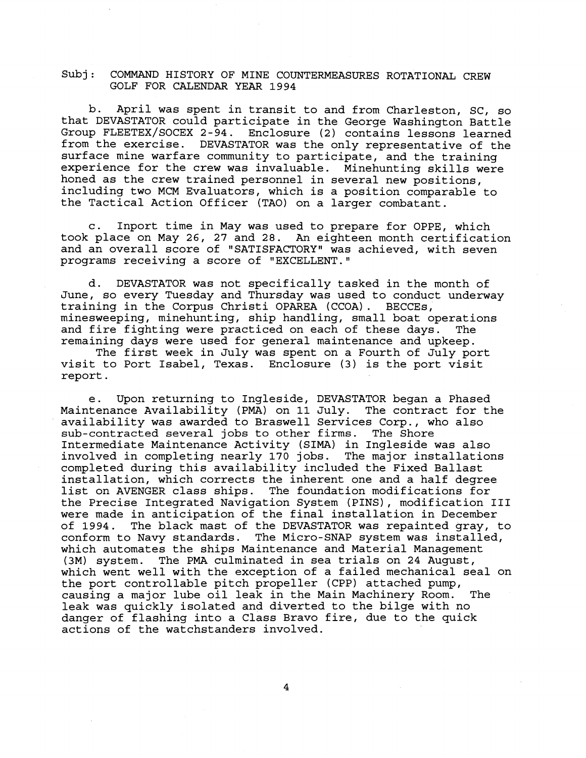Subj: COMMAND HISTORY OF MINE COUNTERMEASURES ROTATIONAL CREW GOLF FOR CALENDAR YEAR 1994

b. April was spent in transit to and from Charleston, SC, so that DEVASTATOR could participate in the George Washington Battle Group FLEETEX/SOCEX 2-94. Enclosure (2) contains lessons learned from the exercise. DEVASTATOR was the only representative of the surface mine warfare community to participate, and the training experience for the crew was invaluable. Minehunting skills were honed as the crew trained personnel in several new positions, including two MCM Evaluators, which is a position comparable to the Tactical Action Officer (TAO) on a larger combatant.

c. Inport time in May was used to prepare for OPPE, which took place on May 26, 27 and 28. An eighteen month certification and an overall score of "SATISFACTORY" was achieved, with seven programs receiving a score of "EXCELLENT."

d. DEVASTATOR was not specifically tasked in the month of June, so every Tuesday and Thursday was used to conduct underway training in the Corpus Christi OPAREA (CCOA). BECCEs, minesweeping, minehunting, ship handling, small boat operations and fire fighting were practiced on each of these days. The remaining days were used for general maintenance and upkeep.

The first week in July was spent on a Fourth of July port visit to Port Isabel, Texas. Enclosure (3) is the port visit report.

e. Upon returning to Ingleside, DEVASTATOR began a Phased Maintenance Availability (PMA) on 11 July. The contract for the availability was awarded to Braswell Services Corp., who also sub-contracted several jobs to other firms. The Shore Intermediate Maintenance Activity (SIMA) in Ingleside was also involved in completing nearly 170 jobs. The major installations completed during this availability included the Fixed Ballast installation, which corrects the inherent one and a half degree list on AVENGER class ships. The foundation modifications for the Precise Integrated Navigation System (PINS), modification III were made in anticipation of the final installation in December of 1994. The black mast of the DEVASTATOR was repainted gray, to conform to Navy standards. The Micro-SNAP system was installed, which automates the ships Maintenance and Material Management (3M) system. The PMA culminated in sea trials on 24 August, which went well with the exception of a failed mechanical seal on the port controllable pitch propeller (CPP) attached pump, causing a major lube oil leak in the Main Machinery Room. The leak was quickly isolated and diverted to the bilge with no danger of flashing into a Class Bravo fire, due to the quick actions of the watchstanders involved.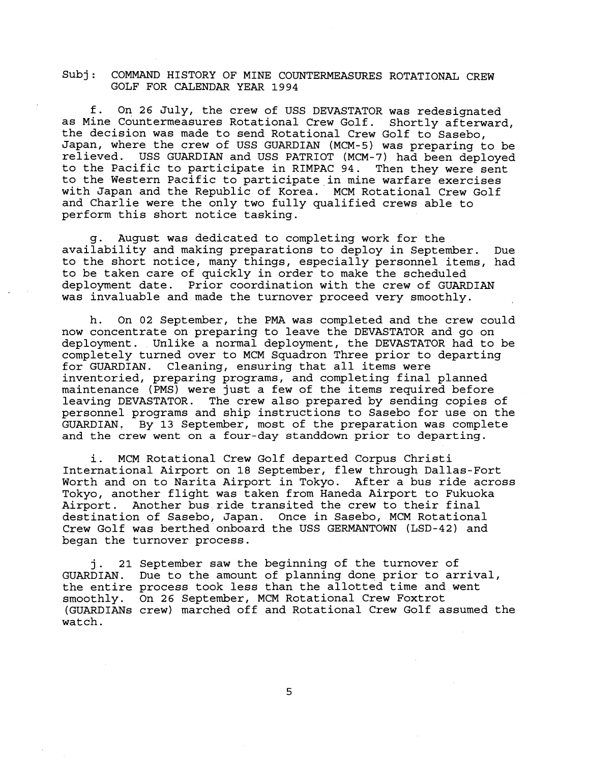Subj: COMMAND HISTORY OF MINE COUNTERMEASURES ROTATIONAL CREW GOLF FOR CALENDAR YEAR 1994

f. On 26 July, the crew of USS DEVASTATOR was redesignated as Mine Countermeasures Rotational Crew Golf. Shortly afterward, the decision was made to send Rotational Crew Golf to Sasebo, Japan, where the crew of USS GUARDIAN (MCM-5) was preparing to be relieved. USS GUARDIAN and USS PATRIOT (MCM-7) had been deployed to the Pacific to participate in RIMPAC 94. Then they were sent to the Western Pacific to participate in mine warfare exercises with Japan and the Republic of Korea. MCM Rotational Crew Golf and Charlie were the only two fully qualified crews able to perform this short notice tasking.

g. August was dedicated to completing work for the availability and making preparations to deploy in September. Due to the short notice, many things, especially personnel items, had to be taken care of quickly in order to make the scheduled deployment date. Prior coordination with the crew of GUARDIAN was invaluable and made the turnover proceed very smoothly.

h. On 02 September, the PMA was completed and the crew could now concentrate on preparing to leave the DEVASTATOR and go on deployment. Unlike a normal deployment, the DEVASTATOR had to be completely turned over to MCM Squadron Three prior to departing for GUARDIAN. Cleaning, ensuring that all items were inventoried, preparing programs, and completing final planned maintenance (PMS) were just a few of the items required before leaving DEVASTATOR. The crew also prepared by sending copies of personnel programs and ship instructions to Sasebo for use on the GUARDIAN. By 13 September, most of the preparation was complete and the crew went on a four-day standdown prior to departing.

i. MCM Rotational Crew Golf departed Corpus Christi International Airport on 18 September, flew through Dallas-Fort Worth and on to Narita Airport in Tokyo. After a bus ride across Tokyo, another flight was taken from Haneda Airport to Fukuoka Airport. Another bus ride transited the crew to their final destination of Sasebo, Japan. Once in Sasebo, MCM Rotational Crew Golf was berthed onboard the USS GERMANTOWN (LSD-42) and began the turnover process.

j. 21 September saw the beginning of the turnover of GUARDIAN. Due to the amount of planning done prior to arrival, the entire process took less than the allotted time and went smoothly. On 26 September, MCM Rotational Crew Foxtrot (GUARDIANs crew) marched off and Rotational Crew Golf assumed the watch.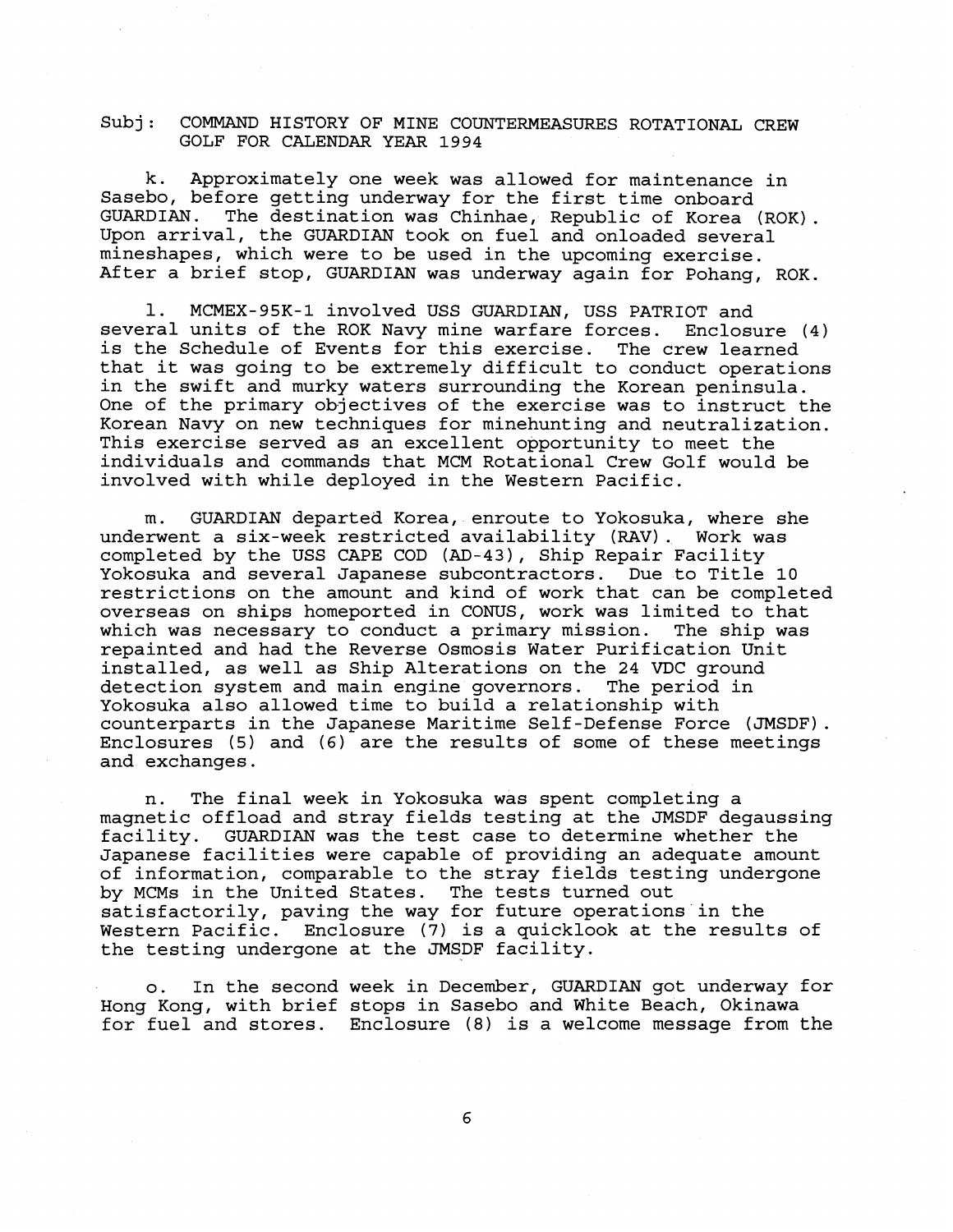Subj: COMMAND HISTORY OF MINE COUNTERMEASURES ROTATIONAL CREW GOLF FOR CALENDAR YEAR 1994

k. Approximately one week was allowed for maintenance in Sasebo, before getting underway for the first time onboard GUARDIAN. The destination was Chinhae, Republic of Korea (ROK). Upon arrival, the GUARDIAN took on fuel and onloaded several mineshapes, which were to be used in the upcoming exercise. After a brief stop, GUARDIAN was underway again for Pohang, ROK.

l. MCMEX-95K-1 involved USS GUARDIAN, USS PATRIOT and several units of the ROK Navy mine warfare forces. Enclosure (4) is the Schedule of Events for this exercise. The crew learned that it was going to be extremely difficult to conduct operations in the swift and murky waters surrounding the Korean peninsula. One of the primary objectives of the exercise was to instruct the Korean Navy on new techniques for minehunting and neutralization. This exercise served as an excellent opportunity to meet the individuals and commands that MCM Rotational Crew Golf would be involved with while deployed in the Western Pacific.

m. GUARDIAN departed Korea, enroute to Yokosuka, where she underwent a six-week restricted availability (RAV). Work was completed by the USS CAPE COD (AD-43), Ship Repair Facility Yokosuka and several Japanese subcontractors. Due to Title 10 restrictions on the amount and kind of work that can be completed overseas on ships homeported in CONUS, work was limited to that which was necessary to conduct a primary mission. The ship was repainted and had the Reverse Osmosis Water Purification Unit installed, as well as Ship Alterations on the 24 VDC ground detection system and main engine governors. The period in Yokosuka also allowed time to build a relationship with counterparts in the Japanese Maritime Self-Defense Force (JMSDF). Enclosures (5) and (6) are the results of some of these meetings and exchanges.

n. The final week in Yokosuka was spent completing a magnetic offload and stray fields testing at the JMSDF degaussing facility. GUARDIAN was the test case to determine whether the Japanese facilities were capable of providing an adequate amount of information, comparable to the stray fields testing undergone by MCMs in the United States. The tests turned out satisfactorily, paving the way for future operations in the Western Pacific. Enclosure (7) is a quicklook at the results of the testing undergone at the JMSDF facility.

o. In the second week in December, GUARDIAN got underway for Hong Kong, with brief stops in Sasebo and White Beach, Okinawa for fuel and stores. Enclosure (8) is a welcome message from the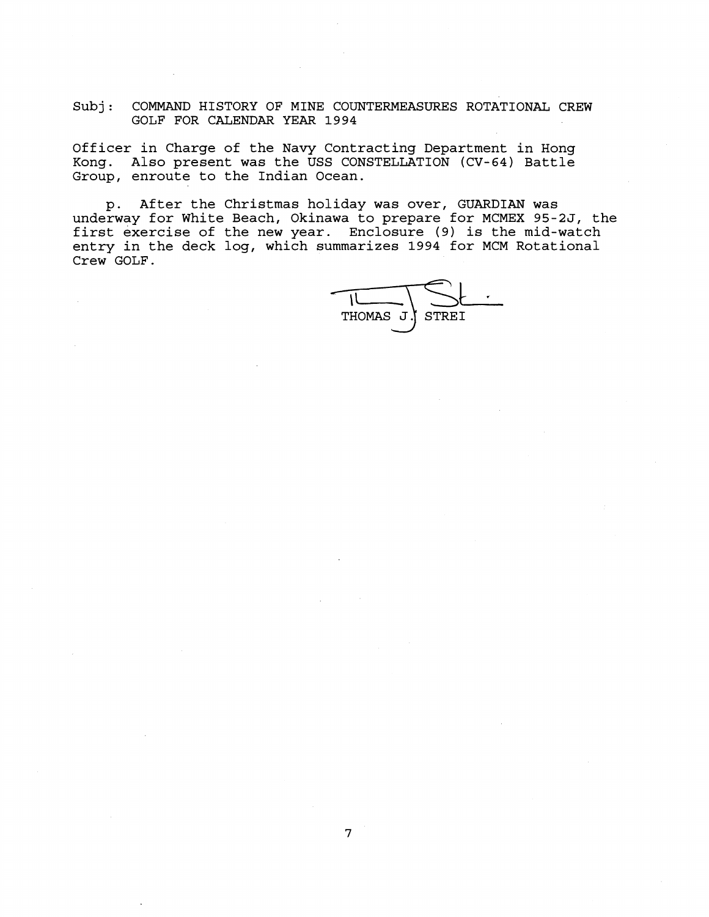Subj: COMMAND HISTORY OF MINE COUNTERMEASURES ROTATIONAL CREW GOLF FOR CALENDAR YEAR 1994

Officer in Charge of the Navy Contracting Department in Hong Kong. Also present was the USS CONSTELLATION (CV-64) Battle Group, enroute to the Indian Ocean.

p. After the Christmas holiday was over, GUARDIAN was underway for White Beach, Okinawa to prepare for MCMEX 95-2J, the first exercise of the new year. Enclosure (9) is the mid-watch entry in the deck log, which summarizes 1994 for MCM Rotational Crew GOLF.

THOMAS J. STREI